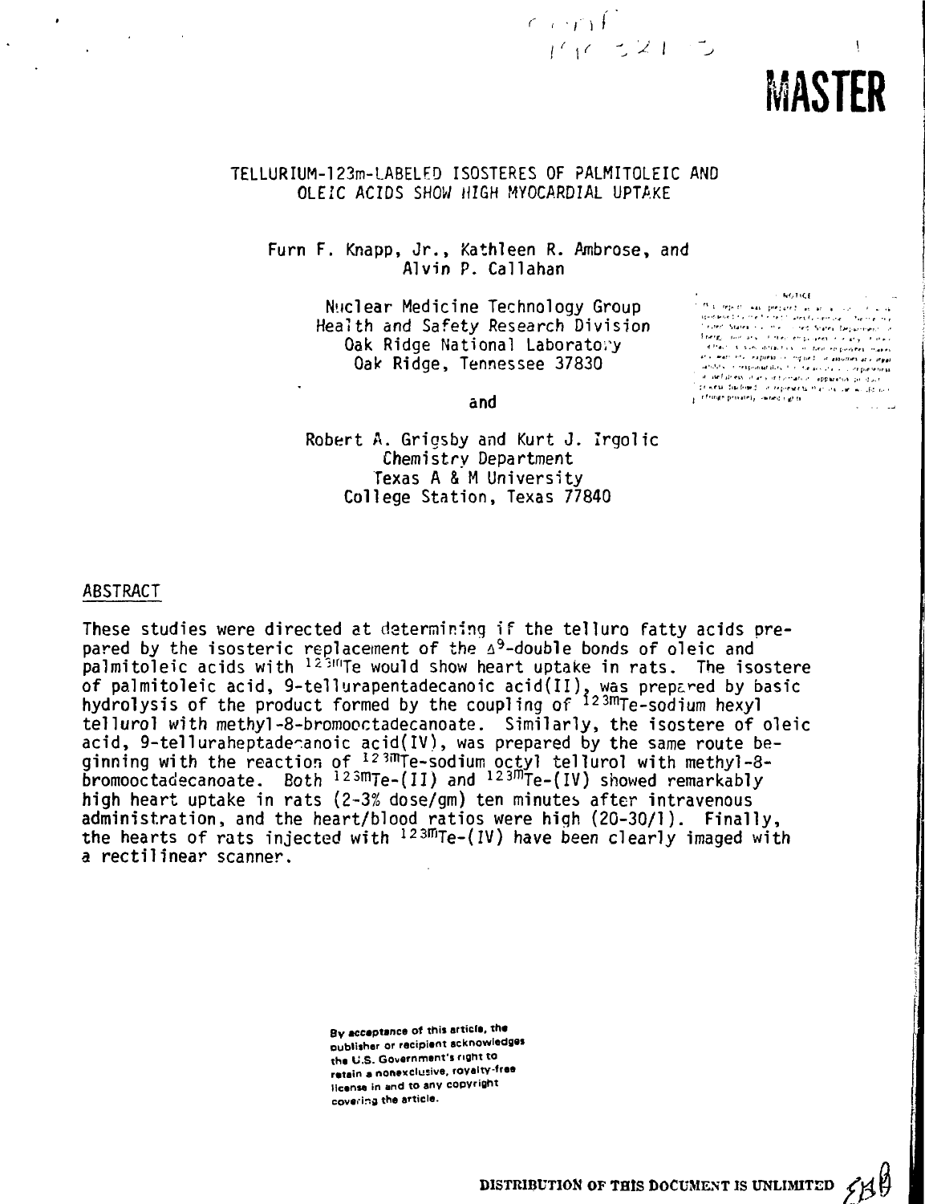conf-
791021--3

MASTER

# TELLURIUM-123m-LABELED ISOSTERES OF PALMITOLEIC AND OLEIC ACIDS SHOW HIGH MYOCARDIAL UPTAKE

Furn F. Knapp, Jr., Kathleen R. Ambrose, and Alvin P. Callahan

Nuclear Medicine Technology Group
Health and Safety Research Division
Oak Ridge National Laboratory
Oak Ridge, Tennessee 37830

and

Robert A. Grigsby and Kurt J. Irgolic
Chemistry Department
Texas A & M University
College Station, Texas 77840

## ABSTRACT

These studies were directed at determining if the telluro fatty acids prepared by the isosteric replacement of the $\Delta^9$-double bonds of oleic and palmitoleic acids with $^{123m}$Te would show heart uptake in rats. The isostere of palmitoleic acid, 9-tellurapentadecanoic acid(II), was prepared by basic hydrolysis of the product formed by the coupling of $^{123m}$Te-sodium hexyl tellurol with methyl-8-bromooctadecanoate. Similarly, the isostere of oleic acid, 9-telluraheptadecanoic acid(IV), was prepared by the same route beginning with the reaction of $^{123m}$Te-sodium octyl tellurol with methyl-8-bromooctadecanoate. Both $^{123m}$Te-(II) and $^{123m}$Te-(IV) showed remarkably high heart uptake in rats (2-3% dose/gm) ten minutes after intravenous administration, and the heart/blood ratios were high (20-30/1). Finally, the hearts of rats injected with $^{123m}$Te-(IV) have been clearly imaged with a rectilinear scanner.

By acceptance of this article, the publisher or recipient acknowledges the U.S. Government's right to retain a nonexclusive, royalty-free license in and to any copyright covering the article.

DISTRIBUTION OF THIS DOCUMENT IS UNLIMITED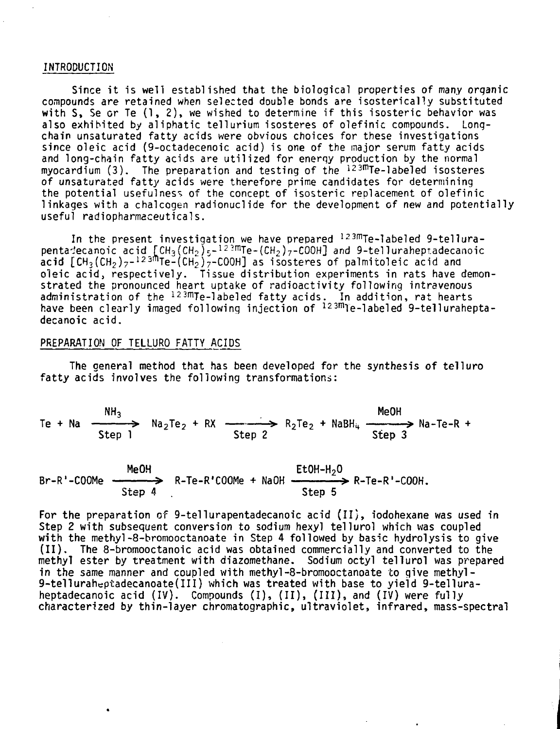## INTRODUCTION

Since it is well established that the biological properties of many organic compounds are retained when selected double bonds are isosterically substituted with S, Se or Te (1, 2), we wished to determine if this isosteric behavior was also exhibited by aliphatic tellurium isosteres of olefinic compounds. Long-chain unsaturated fatty acids were obvious choices for these investigations since oleic acid (9-octadecenoic acid) is one of the major serum fatty acids and long-chain fatty acids are utilized for energy production by the normal myocardium (3). The preparation and testing of the $^{123m}$Te-labeled isosteres of unsaturated fatty acids were therefore prime candidates for determining the potential usefulness of the concept of isosteric replacement of olefinic linkages with a chalcogen radionuclide for the development of new and potentially useful radiopharmaceuticals.

In the present investigation we have prepared $^{123m}$Te-labeled 9-tellurapentadecanoic acid [$CH_3(CH_2)_5$-$^{123m}$Te-$(CH_2)_7$-COOH] and 9-telluraheptadecanoic acid [$CH_3(CH_2)_7$-$^{123m}$Te-$(CH_2)_7$-COOH] as isosteres of palmitoleic acid and oleic acid, respectively. Tissue distribution experiments in rats have demonstrated the pronounced heart uptake of radioactivity following intravenous administration of the $^{123m}$Te-labeled fatty acids. In addition, rat hearts have been clearly imaged following injection of $^{123m}$Te-labeled 9-telluraheptadecanoic acid.

## PREPARATION OF TELLURO FATTY ACIDS

The general method that has been developed for the synthesis of telluro fatty acids involves the following transformations:

$$\text{Te} + \text{Na} \xrightarrow[\text{Step 1}]{NH_3} Na_2Te_2 + \text{RX} \xrightarrow[\text{Step 2}]{} R_2Te_2 + NaBH_4 \xrightarrow[\text{Step 3}]{\text{MeOH}} \text{Na-Te-R} +$$

$$\text{Br-R'-COOMe} \xrightarrow[\text{Step 4}]{\text{MeOH}} \text{R-Te-R'COOMe} + \text{NaOH} \xrightarrow[\text{Step 5}]{EtOH\text{-}H_2O} \text{R-Te-R'-COOH.}$$

For the preparation of 9-tellurapentadecanoic acid (II), iodohexane was used in Step 2 with subsequent conversion to sodium hexyl tellurol which was coupled with the methyl-8-bromooctanoate in Step 4 followed by basic hydrolysis to give (II). The 8-bromooctanoic acid was obtained commercially and converted to the methyl ester by treatment with diazomethane. Sodium octyl tellurol was prepared in the same manner and coupled with methyl-8-bromooctanoate to give methyl-9-telluraheptadecanoate(III) which was treated with base to yield 9-telluraheptadecanoic acid (IV). Compounds (I), (II), (III), and (IV) were fully characterized by thin-layer chromatographic, ultraviolet, infrared, mass-spectral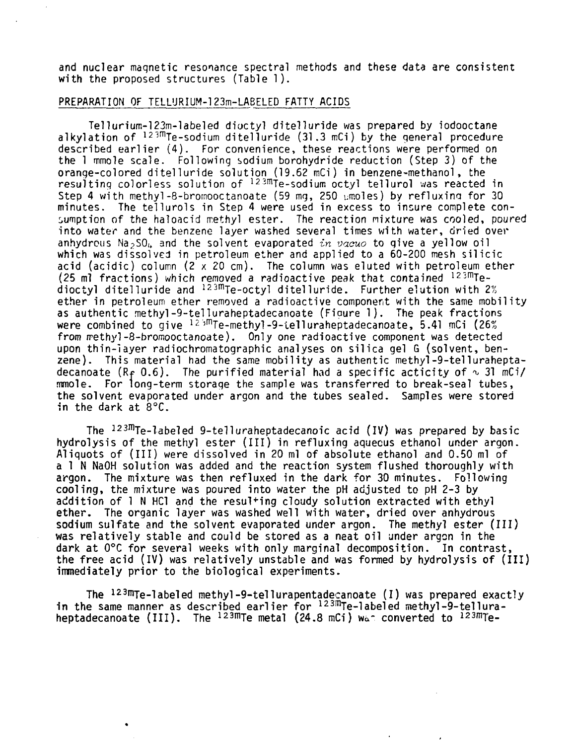and nuclear magnetic resonance spectral methods and these data are consistent with the proposed structures (Table 1).

## PREPARATION OF TELLURIUM-123m-LABELED FATTY ACIDS

Tellurium-123m-labeled dioctyl ditelluride was prepared by iodooctane alkylation of $^{123m}$Te-sodium ditelluride (31.3 mCi) by the general procedure described earlier (4). For convenience, these reactions were performed on the 1 mmole scale. Following sodium borohydride reduction (Step 3) of the orange-colored ditelluride solution (19.62 mCi) in benzene-methanol, the resulting colorless solution of $^{123m}$Te-sodium octyl tellurol was reacted in Step 4 with methyl-8-bromooctanoate (59 mg, 250 μmoles) by refluxing for 30 minutes. The tellurols in Step 4 were used in excess to insure complete consumption of the haloacid methyl ester. The reaction mixture was cooled, poured into water and the benzene layer washed several times with water, dried over anhydrous $Na_2SO_4$ and the solvent evaporated *in vacuo* to give a yellow oil which was dissolved in petroleum ether and applied to a 60-200 mesh silicic acid (acidic) column (2 x 20 cm). The column was eluted with petroleum ether (25 ml fractions) which removed a radioactive peak that contained $^{123m}$Te-dioctyl ditelluride and $^{123m}$Te-octyl ditelluride. Further elution with 2% ether in petroleum ether removed a radioactive component with the same mobility as authentic methyl-9-telluraheptadecanoate (Figure 1). The peak fractions were combined to give $^{123m}$Te-methyl-9-telluraheptadecanoate, 5.41 mCi (26% from methyl-8-bromooctanoate). Only one radioactive component was detected upon thin-layer radiochromatographic analyses on silica gel G (solvent, benzene). This material had the same mobility as authentic methyl-9-telluraheptadecanoate ($R_f$ 0.6). The purified material had a specific acticity of ∿ 31 mCi/mmole. For long-term storage the sample was transferred to break-seal tubes, the solvent evaporated under argon and the tubes sealed. Samples were stored in the dark at 8°C.

The $^{123m}$Te-labeled 9-telluraheptadecanoic acid (IV) was prepared by basic hydrolysis of the methyl ester (III) in refluxing aqueous ethanol under argon. Aliquots of (III) were dissolved in 20 ml of absolute ethanol and 0.50 ml of a 1 N NaOH solution was added and the reaction system flushed thoroughly with argon. The mixture was then refluxed in the dark for 30 minutes. Following cooling, the mixture was poured into water the pH adjusted to pH 2-3 by addition of 1 N HCl and the resulting cloudy solution extracted with ethyl ether. The organic layer was washed well with water, dried over anhydrous sodium sulfate and the solvent evaporated under argon. The methyl ester (III) was relatively stable and could be stored as a neat oil under argon in the dark at 0°C for several weeks with only marginal decomposition. In contrast, the free acid (IV) was relatively unstable and was formed by hydrolysis of (III) immediately prior to the biological experiments.

The $^{123m}$Te-labeled methyl-9-tellurapentadecanoate (I) was prepared exactly in the same manner as described earlier for $^{123m}$Te-labeled methyl-9-telluraheptadecanoate (III). The $^{123m}$Te metal (24.8 mCi) was converted to $^{123m}$Te-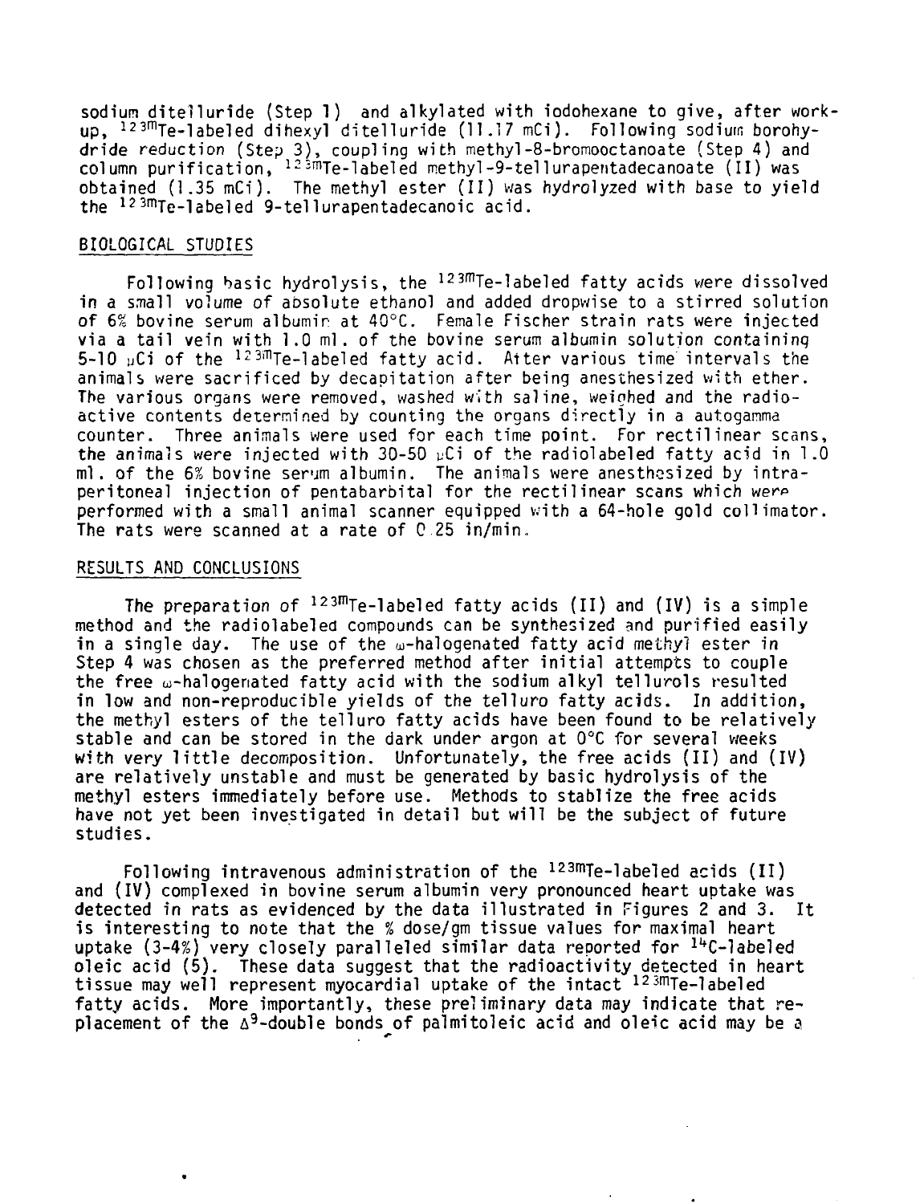sodium ditelluride (Step 1) and alkylated with iodohexane to give, after workup, $^{123m}$Te-labeled dihexyl ditelluride (11.17 mCi). Following sodium borohydride reduction (Step 3), coupling with methyl-8-bromooctanoate (Step 4) and column purification, $^{123m}$Te-labeled methyl-9-tellurapentadecanoate (II) was obtained (1.35 mCi). The methyl ester (II) was hydrolyzed with base to yield the $^{123m}$Te-labeled 9-tellurapentadecanoic acid.

## BIOLOGICAL STUDIES

Following basic hydrolysis, the $^{123m}$Te-labeled fatty acids were dissolved in a small volume of absolute ethanol and added dropwise to a stirred solution of 6% bovine serum albumin at 40°C. Female Fischer strain rats were injected via a tail vein with 1.0 ml. of the bovine serum albumin solution containing 5-10 μCi of the $^{123m}$Te-labeled fatty acid. After various time intervals the animals were sacrificed by decapitation after being anesthesized with ether. The various organs were removed, washed with saline, weighed and the radioactive contents determined by counting the organs directly in a autogamma counter. Three animals were used for each time point. For rectilinear scans, the animals were injected with 30-50 μCi of the radiolabeled fatty acid in 1.0 ml. of the 6% bovine serum albumin. The animals were anesthesized by intraperitoneal injection of pentabarbital for the rectilinear scans which were performed with a small animal scanner equipped with a 64-hole gold collimator. The rats were scanned at a rate of 0.25 in/min.

## RESULTS AND CONCLUSIONS

The preparation of $^{123m}$Te-labeled fatty acids (II) and (IV) is a simple method and the radiolabeled compounds can be synthesized and purified easily in a single day. The use of the ω-halogenated fatty acid methyl ester in Step 4 was chosen as the preferred method after initial attempts to couple the free ω-halogenated fatty acid with the sodium alkyl tellurols resulted in low and non-reproducible yields of the telluro fatty acids. In addition, the methyl esters of the telluro fatty acids have been found to be relatively stable and can be stored in the dark under argon at 0°C for several weeks with very little decomposition. Unfortunately, the free acids (II) and (IV) are relatively unstable and must be generated by basic hydrolysis of the methyl esters immediately before use. Methods to stablize the free acids have not yet been investigated in detail but will be the subject of future studies.

Following intravenous administration of the $^{123m}$Te-labeled acids (II) and (IV) complexed in bovine serum albumin very pronounced heart uptake was detected in rats as evidenced by the data illustrated in Figures 2 and 3. It is interesting to note that the % dose/gm tissue values for maximal heart uptake (3-4%) very closely paralleled similar data reported for $^{14}$C-labeled oleic acid (5). These data suggest that the radioactivity detected in heart tissue may well represent myocardial uptake of the intact $^{123m}$Te-labeled fatty acids. More importantly, these preliminary data may indicate that replacement of the $\Delta^9$-double bonds of palmitoleic acid and oleic acid may be a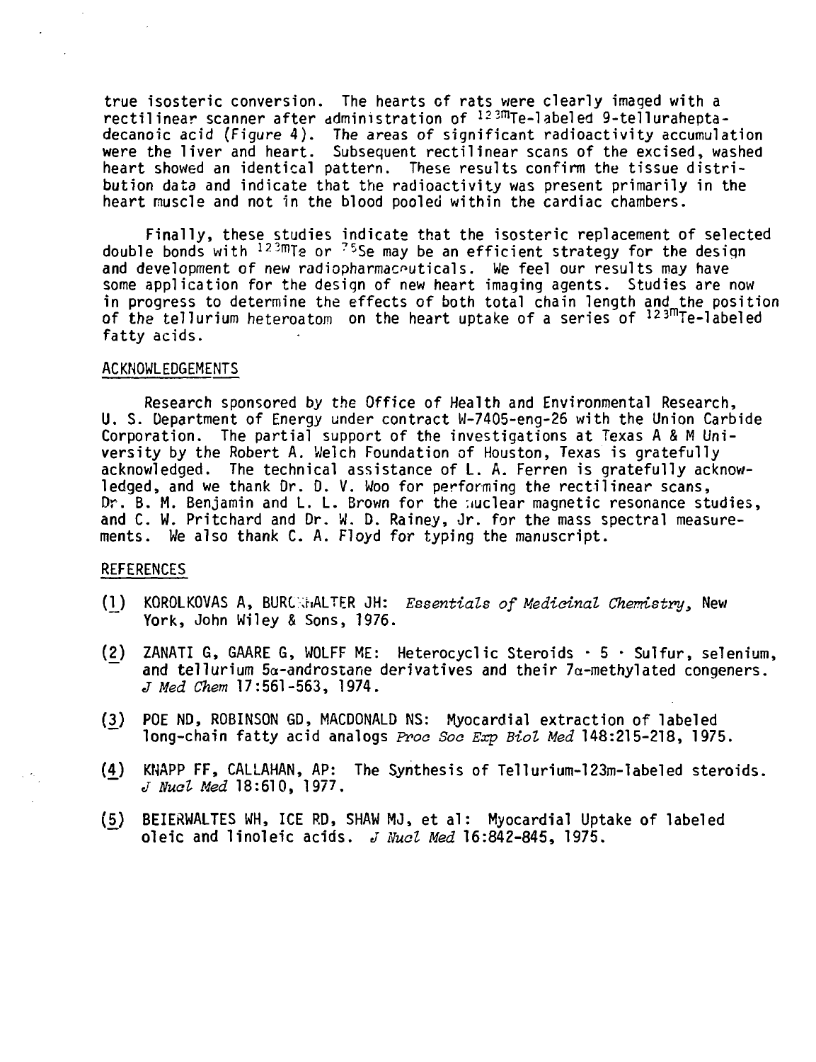true isosteric conversion. The hearts of rats were clearly imaged with a rectilinear scanner after administration of $^{123m}$Te-labeled 9-tellurahepta-decanoic acid (Figure 4). The areas of significant radioactivity accumulation were the liver and heart. Subsequent rectilinear scans of the excised, washed heart showed an identical pattern. These results confirm the tissue distribution data and indicate that the radioactivity was present primarily in the heart muscle and not in the blood pooled within the cardiac chambers.

Finally, these studies indicate that the isosteric replacement of selected double bonds with $^{123m}$Te or $^{75}$Se may be an efficient strategy for the design and development of new radiopharmaceuticals. We feel our results may have some application for the design of new heart imaging agents. Studies are now in progress to determine the effects of both total chain length and the position of the tellurium heteroatom on the heart uptake of a series of $^{123m}$Te-labeled fatty acids.

## ACKNOWLEDGEMENTS

Research sponsored by the Office of Health and Environmental Research, U. S. Department of Energy under contract W-7405-eng-26 with the Union Carbide Corporation. The partial support of the investigations at Texas A & M University by the Robert A. Welch Foundation of Houston, Texas is gratefully acknowledged. The technical assistance of L. A. Ferren is gratefully acknowledged, and we thank Dr. D. V. Woo for performing the rectilinear scans, Dr. B. M. Benjamin and L. L. Brown for the nuclear magnetic resonance studies, and C. W. Pritchard and Dr. W. D. Rainey, Jr. for the mass spectral measurements. We also thank C. A. Floyd for typing the manuscript.

## REFERENCES

(1) KOROLKOVAS A, BURCKHALTER JH: *Essentials of Medicinal Chemistry*, New York, John Wiley & Sons, 1976.

(2) ZANATI G, GAARE G, WOLFF ME: Heterocyclic Steroids · 5 · Sulfur, selenium, and tellurium 5α-androstane derivatives and their 7α-methylated congeners. *J Med Chem* 17:561-563, 1974.

(3) POE ND, ROBINSON GD, MACDONALD NS: Myocardial extraction of labeled long-chain fatty acid analogs *Proc Soc Exp Biol Med* 148:215-218, 1975.

(4) KNAPP FF, CALLAHAN, AP: The Synthesis of Tellurium-123m-labeled steroids. *J Nucl Med* 18:610, 1977.

(5) BEIERWALTES WH, ICE RD, SHAW MJ, et al: Myocardial Uptake of labeled oleic and linoleic acids. *J Nucl Med* 16:842-845, 1975.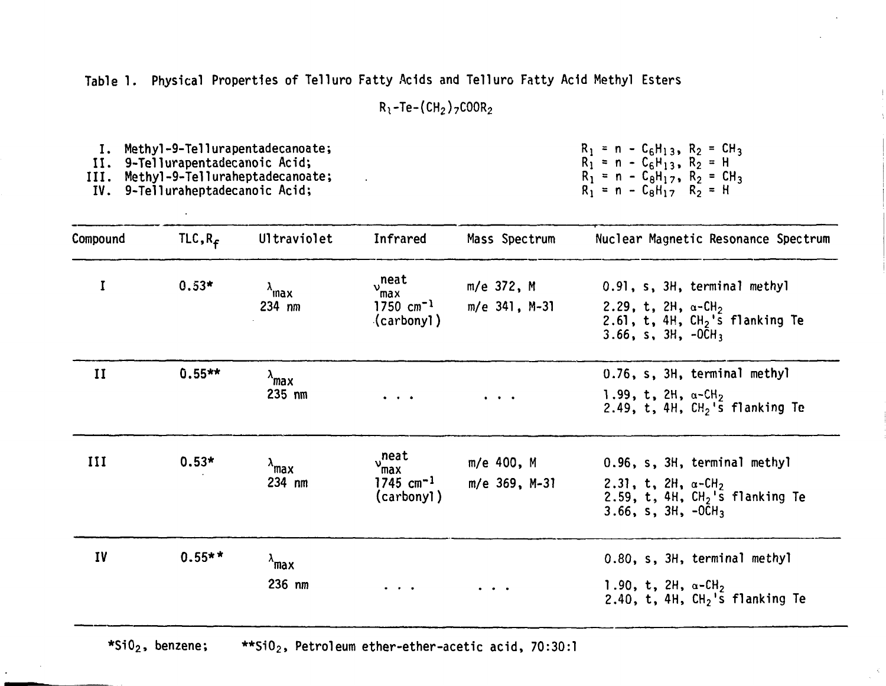Table 1. Physical Properties of Telluro Fatty Acids and Telluro Fatty Acid Methyl Esters

$R_1\text{-Te-}(CH_2)_7COOR_2$

| | | |
|---|---|---|
| I. | Methyl-9-Tellurapentadecanoate; | $R_1$ = n - $C_6H_{13}$, $R_2$ = $CH_3$ |
| II. | 9-Tellurapentadecanoic Acid; | $R_1$ = n - $C_6H_{13}$, $R_2$ = H |
| III. | Methyl-9-Telluraheptadecanoate; | $R_1$ = n - $C_8H_{17}$, $R_2$ = $CH_3$ |
| IV. | 9-Telluraheptadecanoic Acid; | $R_1$ = n - $C_8H_{17}$ $R_2$ = H |

| Compound | TLC, $R_f$ | Ultraviolet | Infrared | Mass Spectrum | Nuclear Magnetic Resonance Spectrum |
|---|---|---|---|---|---|
| I | 0.53* | $\lambda_{max}$ 234 nm | $\nu_{max}^{neat}$ 1750 $cm^{-1}$ (carbonyl) | m/e 372, M<br>m/e 341, M-31 | 0.91, s, 3H, terminal methyl<br>2.29, t, 2H, $\alpha$-$CH_2$<br>2.61, t, 4H, $CH_2$'s flanking Te<br>3.66, s, 3H, -$OCH_3$ |
| II | 0.55** | $\lambda_{max}$ 235 nm | . . . | . . . | 0.76, s, 3H, terminal methyl<br>1.99, t, 2H, $\alpha$-$CH_2$<br>2.49, t, 4H, $CH_2$'s flanking Te |
| III | 0.53* | $\lambda_{max}$ 234 nm | $\nu_{max}^{neat}$ 1745 $cm^{-1}$ (carbonyl) | m/e 400, M<br>m/e 369, M-31 | 0.96, s, 3H, terminal methyl<br>2.31, t, 2H, $\alpha$-$CH_2$<br>2.59, t, 4H, $CH_2$'s flanking Te<br>3.66, s, 3H, -$OCH_3$ |
| IV | 0.55** | $\lambda_{max}$ 236 nm | . . . | . . . | 0.80, s, 3H, terminal methyl<br>1.90, t, 2H, $\alpha$-$CH_2$<br>2.40, t, 4H, $CH_2$'s flanking Te |

*$SiO_2$, benzene; **$SiO_2$, Petroleum ether-ether-acetic acid, 70:30:1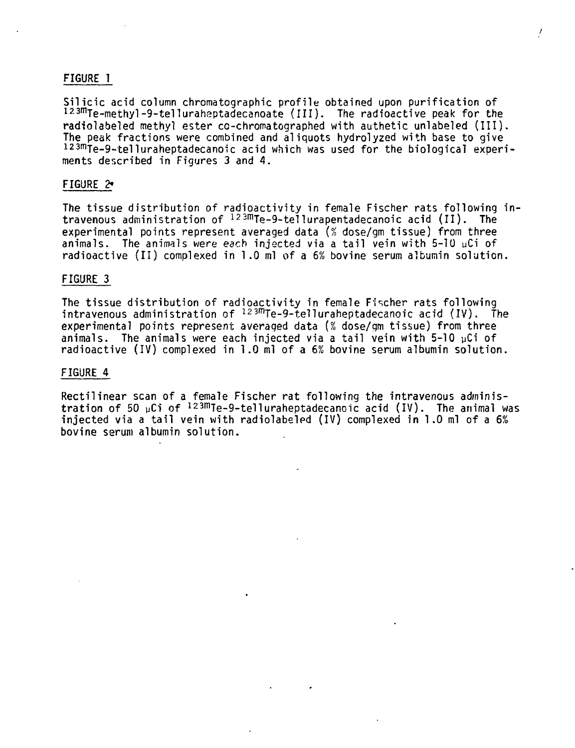## FIGURE 1

Silicic acid column chromatographic profile obtained upon purification of $^{123m}$Te-methyl-9-telluraheptadecanoate (III). The radioactive peak for the radiolabeled methyl ester co-chromatographed with authetic unlabeled (III). The peak fractions were combined and aliquots hydrolyzed with base to give $^{123m}$Te-9-telluraheptadecanoic acid which was used for the biological experiments described in Figures 3 and 4.

## FIGURE 2

The tissue distribution of radioactivity in female Fischer rats following intravenous administration of $^{123m}$Te-9-tellurapentadecanoic acid (II). The experimental points represent averaged data (% dose/gm tissue) from three animals. The animals were each injected via a tail vein with 5-10 μCi of radioactive (II) complexed in 1.0 ml of a 6% bovine serum albumin solution.

## FIGURE 3

The tissue distribution of radioactivity in female Fischer rats following intravenous administration of $^{123m}$Te-9-telluraheptadecanoic acid (IV). The experimental points represent averaged data (% dose/gm tissue) from three animals. The animals were each injected via a tail vein with 5-10 μCi of radioactive (IV) complexed in 1.0 ml of a 6% bovine serum albumin solution.

## FIGURE 4

Rectilinear scan of a female Fischer rat following the intravenous administration of 50 μCi of $^{123m}$Te-9-telluraheptadecanoic acid (IV). The animal was injected via a tail vein with radiolabeled (IV) complexed in 1.0 ml of a 6% bovine serum albumin solution.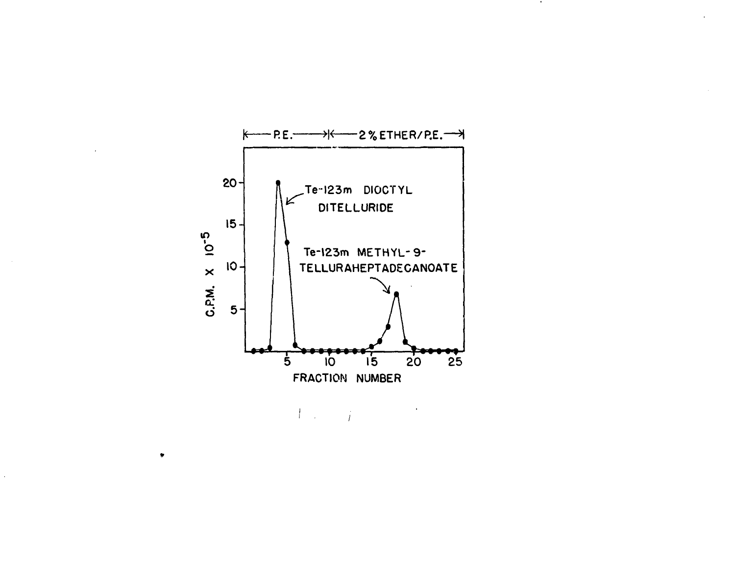|← P.E. →|← 2 % ETHER/P.E. →|

Te-123m DIOCTYL DITELLURIDE

Te-123m METHYL-9-TELLURAHEPTADECANOATE

C.P.M. X $10^{-5}$

FRACTION NUMBER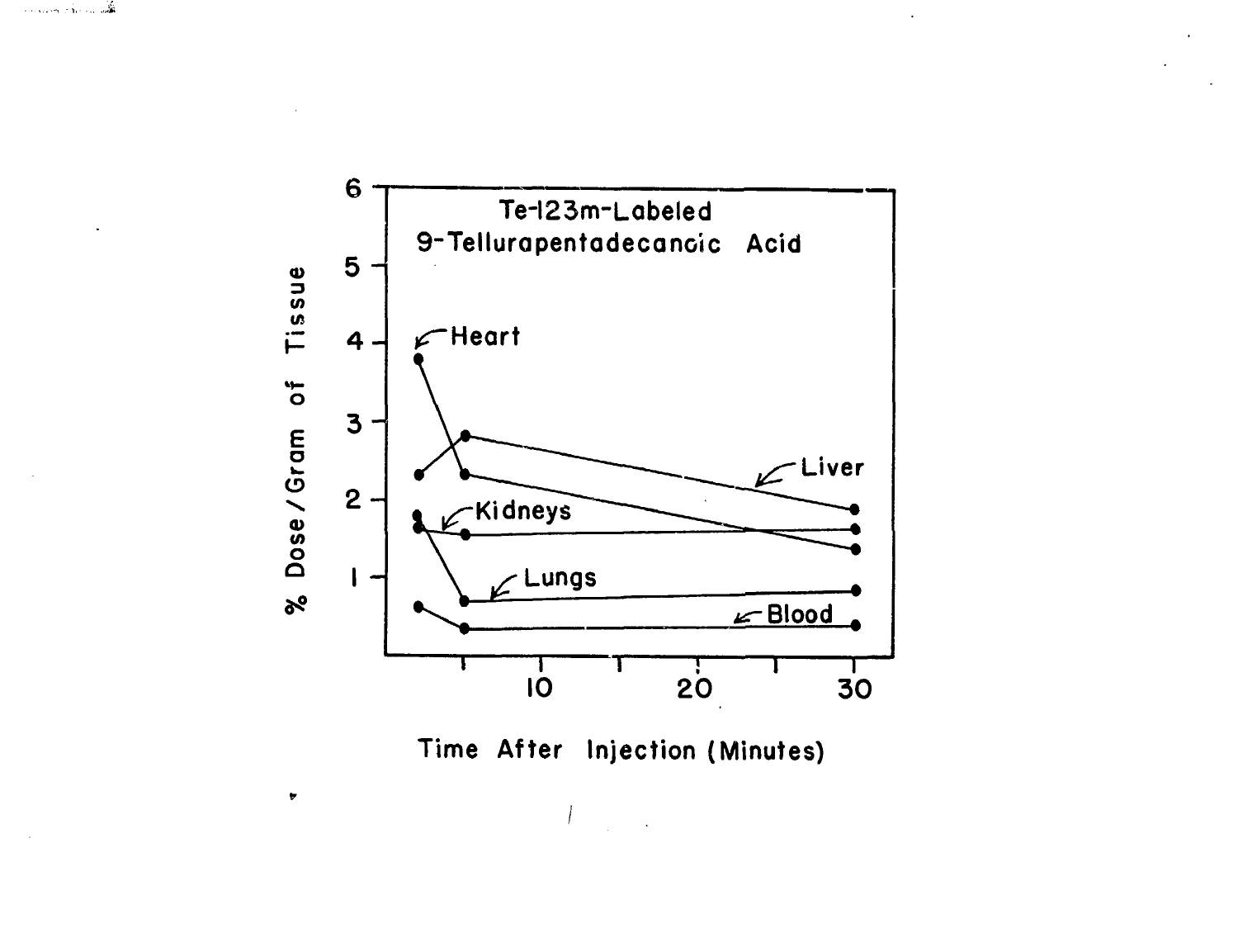Te-123m-Labeled
9-Tellurapentadecanoic Acid

% Dose / Gram of Tissue

Heart

Liver

Kidneys

Lungs

Blood

Time After Injection (Minutes)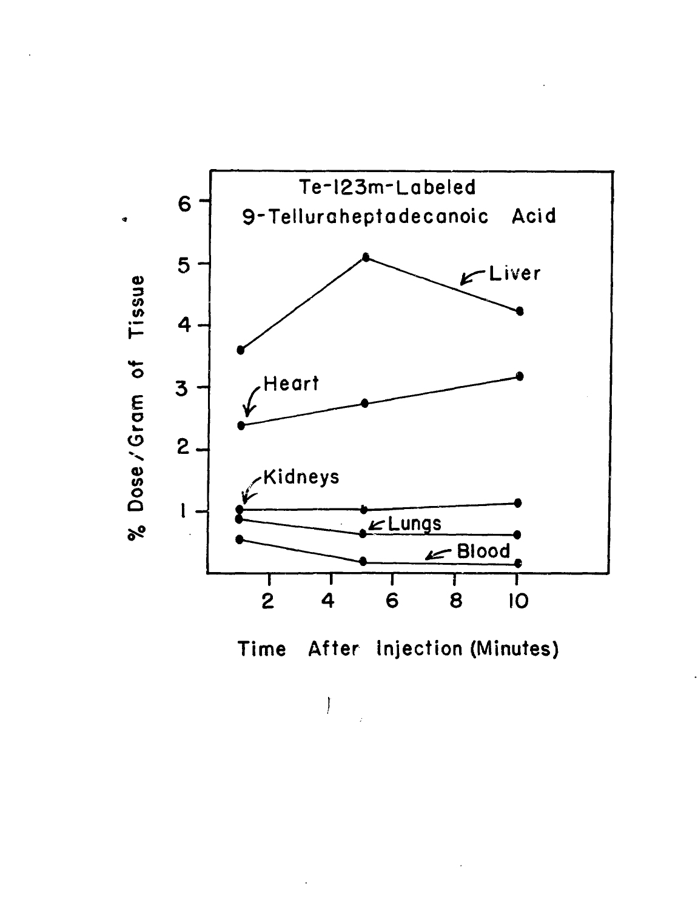Te-123m-Labeled
9-Telluraheptadecanoic Acid

Liver

Heart

Kidneys

Lungs

Blood

% Dose / Gram of Tissue

Time After Injection (Minutes)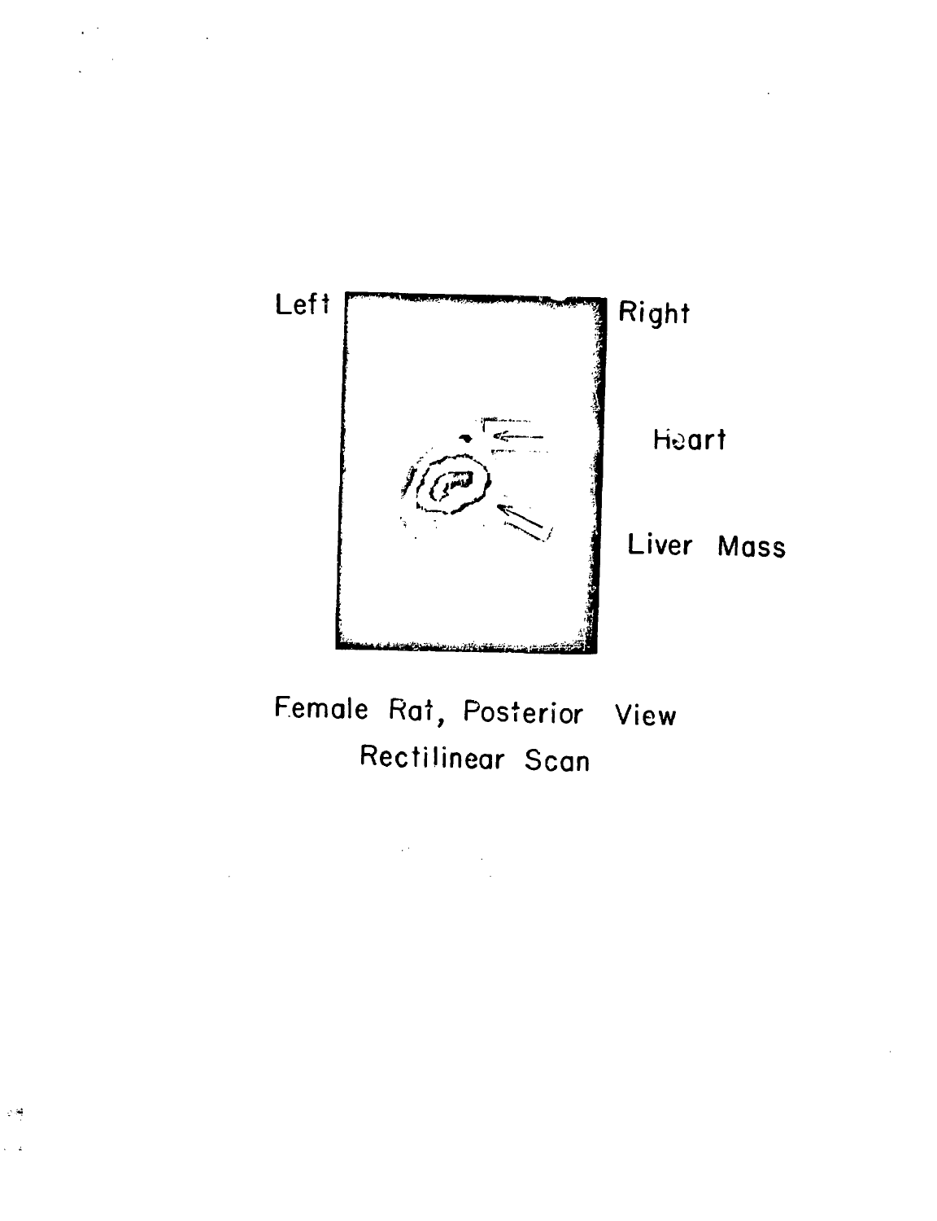Left

Right

Heart

Liver Mass

Female Rat, Posterior View
Rectilinear Scan